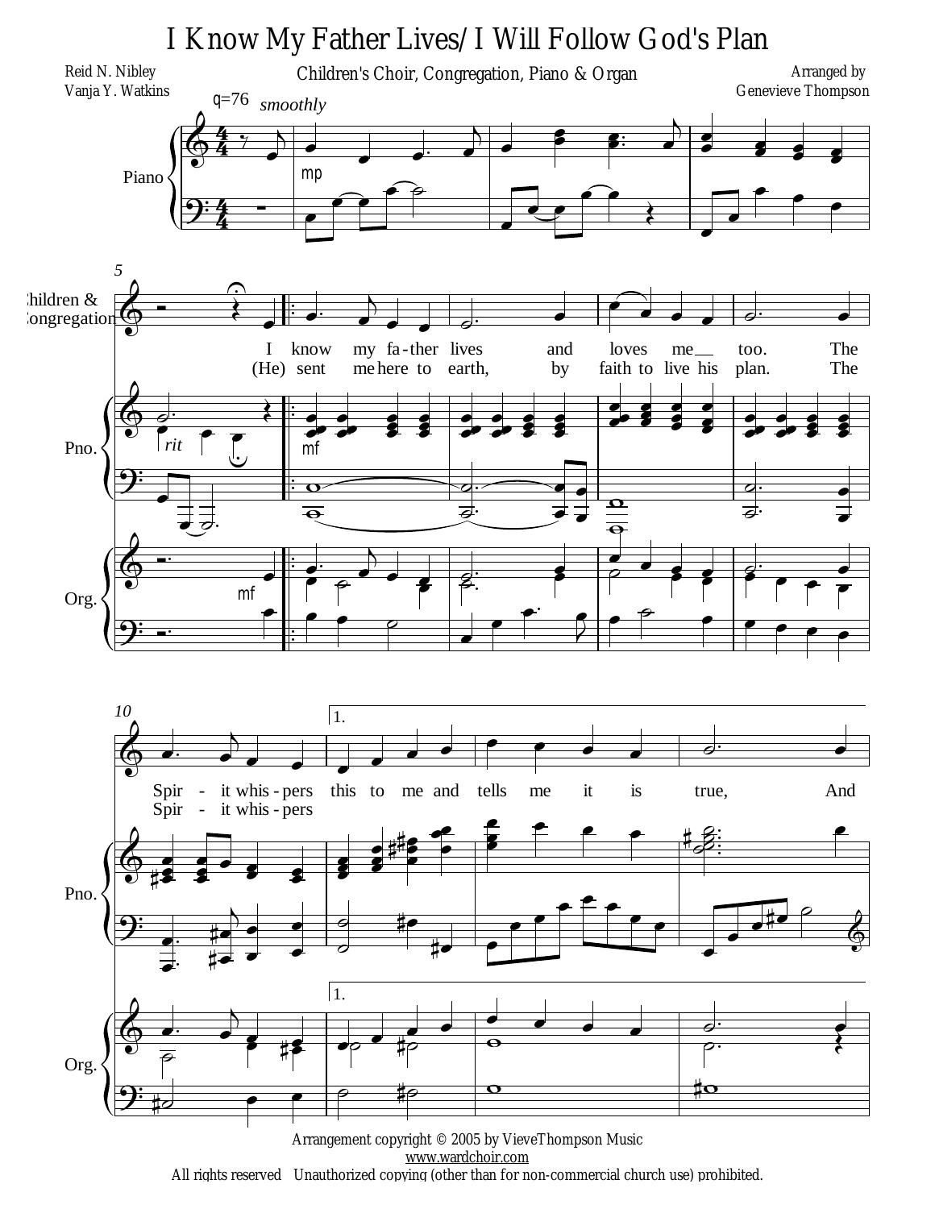# I Know My Father Lives/I Will Follow God's Plan

Children's Choir, Congregation, Piano & Organ

Reid N. Nibley
Vanja Y. Watkins

Arranged by
Genevieve Thompson

Arrangement copyright © 2005 by VieveThompson Music
www.wardchoir.com
All rights reserved   Unauthorized copying (other than for non-commercial church use) prohibited.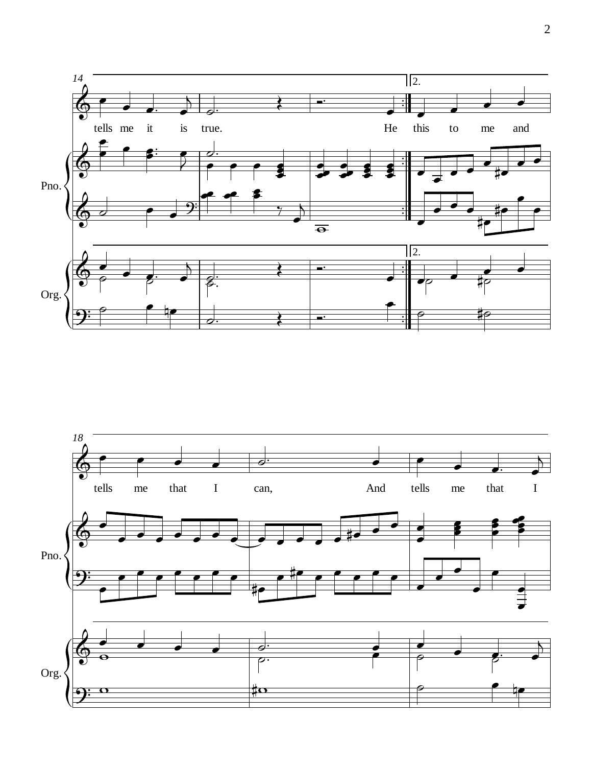14

tells me it is true. He this to me and

Pno.

Org.

18

tells me that I can, And tells me that I

Pno.

Org.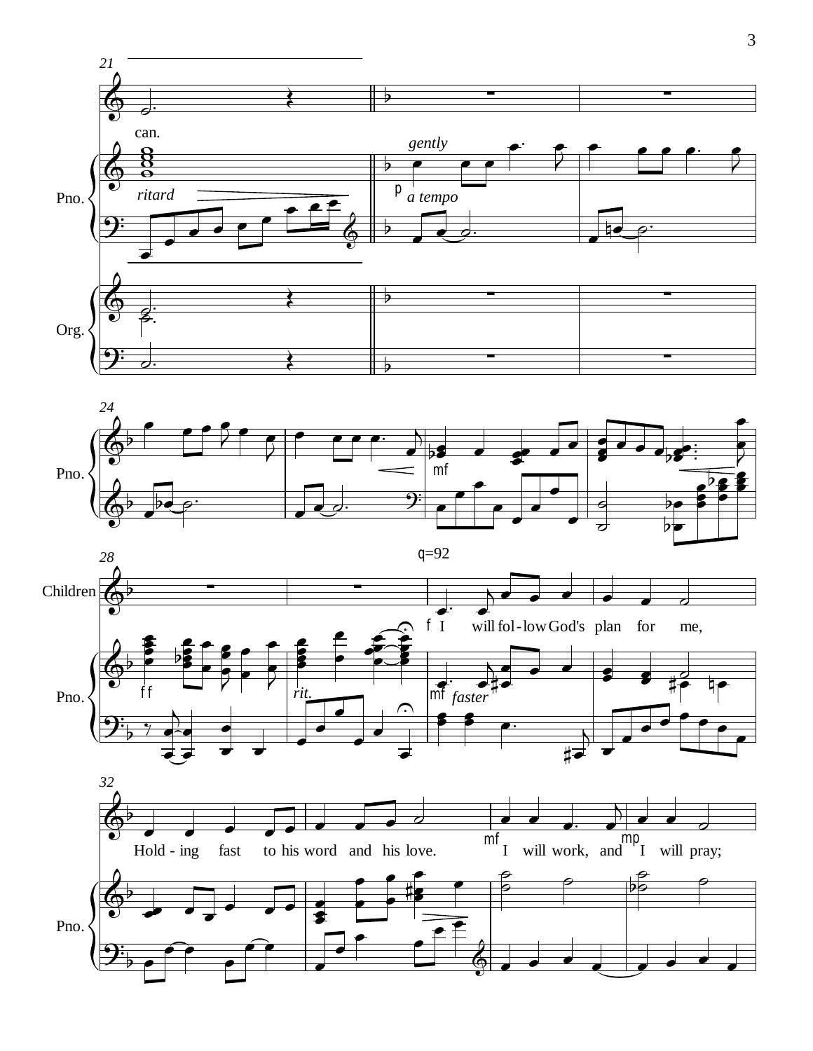can.

I will fol - low God's plan for me,

Hold - ing fast to his word and his love.

I will work, and I will pray;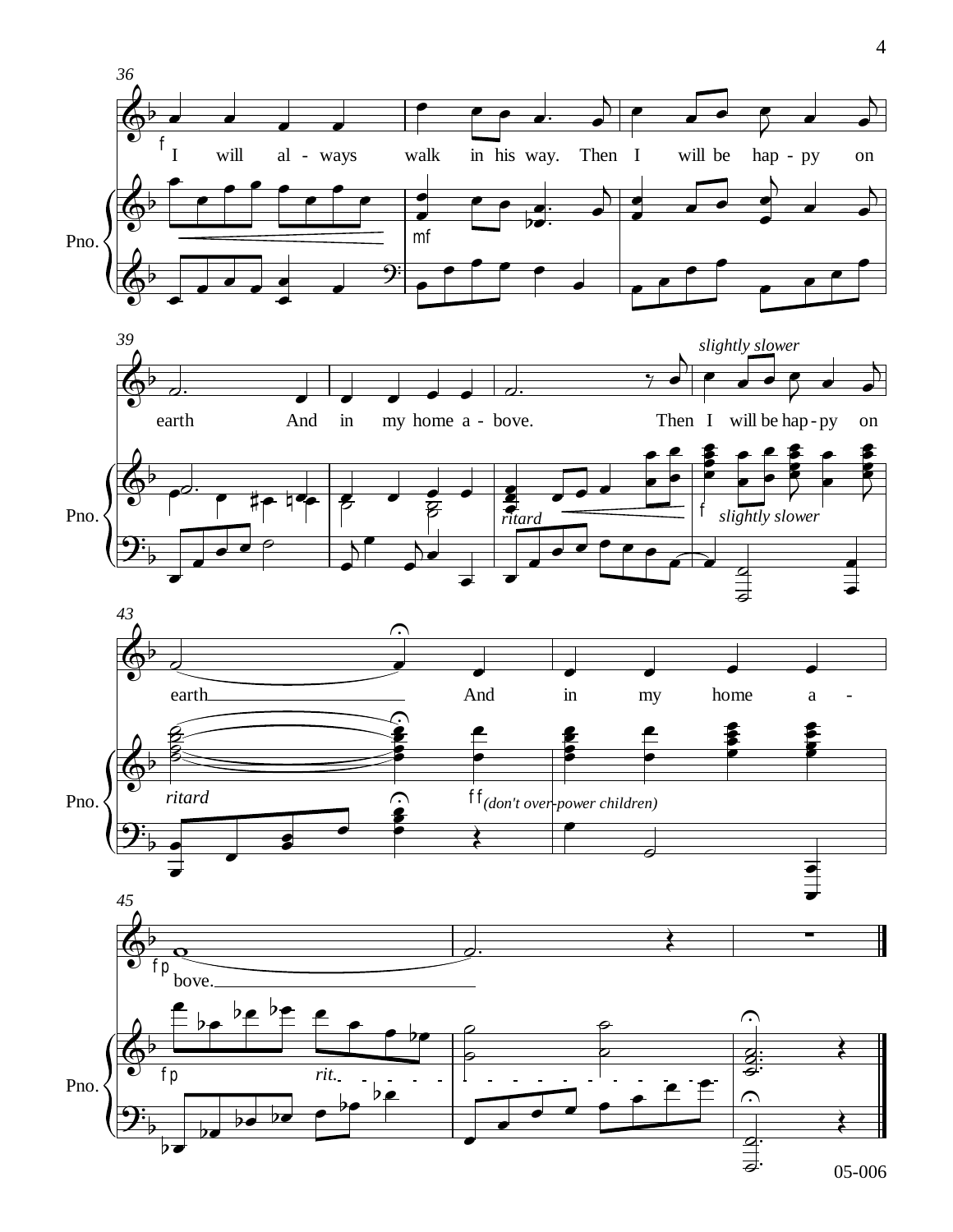36

I will al - ways walk in his way. Then I will be hap - py on

*f* *mf*

Pno.

39

earth And in my home a - bove. Then I will be hap - py on

*slightly slower*

*ritard* *f* *slightly slower*

Pno.

43

earth And in my home a -

*ritard* *ff* *(don't over-power children)*

Pno.

45

bove.

*fp* *fp* *rit.*

Pno.

05-006